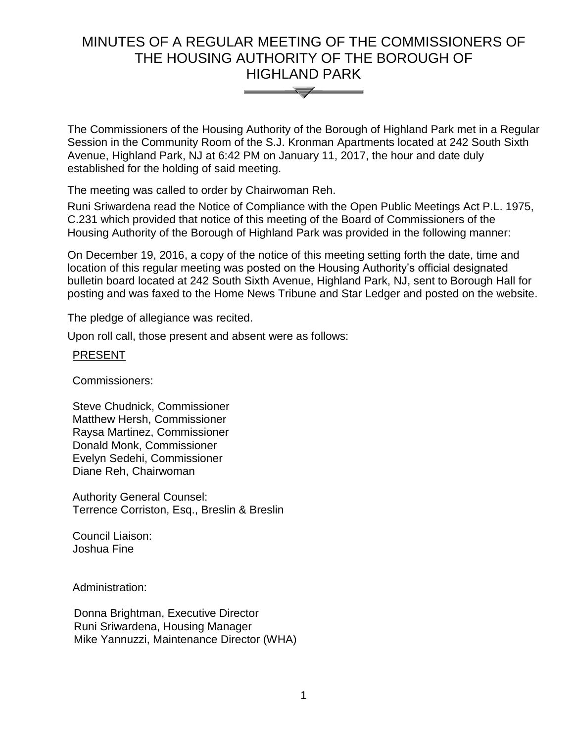# MINUTES OF A REGULAR MEETING OF THE COMMISSIONERS OF THE HOUSING AUTHORITY OF THE BOROUGH OF HIGHLAND PARK

The Commissioners of the Housing Authority of the Borough of Highland Park met in a Regular Session in the Community Room of the S.J. Kronman Apartments located at 242 South Sixth Avenue, Highland Park, NJ at 6:42 PM on January 11, 2017, the hour and date duly established for the holding of said meeting.

The meeting was called to order by Chairwoman Reh.

Runi Sriwardena read the Notice of Compliance with the Open Public Meetings Act P.L. 1975, C.231 which provided that notice of this meeting of the Board of Commissioners of the Housing Authority of the Borough of Highland Park was provided in the following manner:

On December 19, 2016, a copy of the notice of this meeting setting forth the date, time and location of this regular meeting was posted on the Housing Authority's official designated bulletin board located at 242 South Sixth Avenue, Highland Park, NJ, sent to Borough Hall for posting and was faxed to the Home News Tribune and Star Ledger and posted on the website.

The pledge of allegiance was recited.

Upon roll call, those present and absent were as follows:

PRESENT

Commissioners:

Steve Chudnick, Commissioner
Matthew Hersh, Commissioner
Raysa Martinez, Commissioner
Donald Monk, Commissioner
Evelyn Sedehi, Commissioner
Diane Reh, Chairwoman

Authority General Counsel:
Terrence Corriston, Esq., Breslin & Breslin

Council Liaison:
Joshua Fine

Administration:

Donna Brightman, Executive Director
Runi Sriwardena, Housing Manager
Mike Yannuzzi, Maintenance Director (WHA)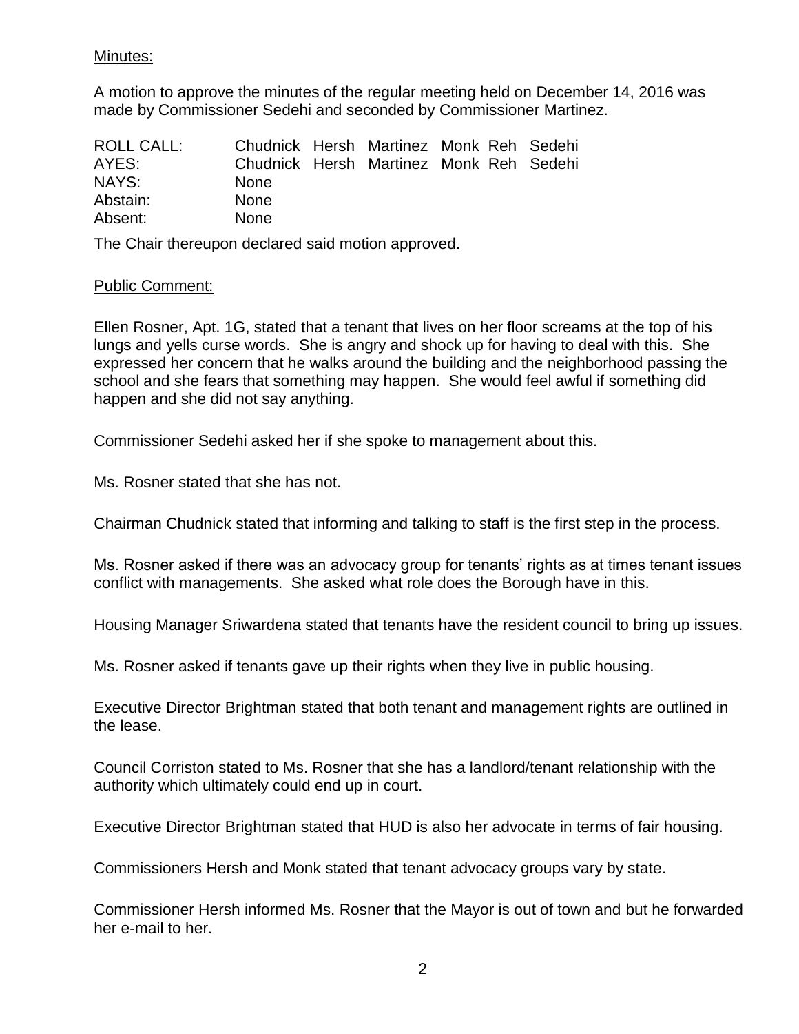Minutes:

A motion to approve the minutes of the regular meeting held on December 14, 2016 was made by Commissioner Sedehi and seconded by Commissioner Martinez.

| ROLL CALL: | Chudnick | Hersh | Martinez | Monk | Reh | Sedehi |
|---|---|---|---|---|---|---|
| AYES: | Chudnick | Hersh | Martinez | Monk | Reh | Sedehi |
| NAYS: | None | | | | | |
| Abstain: | None | | | | | |
| Absent: | None | | | | | |

The Chair thereupon declared said motion approved.

Public Comment:

Ellen Rosner, Apt. 1G, stated that a tenant that lives on her floor screams at the top of his lungs and yells curse words. She is angry and shock up for having to deal with this. She expressed her concern that he walks around the building and the neighborhood passing the school and she fears that something may happen. She would feel awful if something did happen and she did not say anything.

Commissioner Sedehi asked her if she spoke to management about this.

Ms. Rosner stated that she has not.

Chairman Chudnick stated that informing and talking to staff is the first step in the process.

Ms. Rosner asked if there was an advocacy group for tenants' rights as at times tenant issues conflict with managements. She asked what role does the Borough have in this.

Housing Manager Sriwardena stated that tenants have the resident council to bring up issues.

Ms. Rosner asked if tenants gave up their rights when they live in public housing.

Executive Director Brightman stated that both tenant and management rights are outlined in the lease.

Council Corriston stated to Ms. Rosner that she has a landlord/tenant relationship with the authority which ultimately could end up in court.

Executive Director Brightman stated that HUD is also her advocate in terms of fair housing.

Commissioners Hersh and Monk stated that tenant advocacy groups vary by state.

Commissioner Hersh informed Ms. Rosner that the Mayor is out of town and but he forwarded her e-mail to her.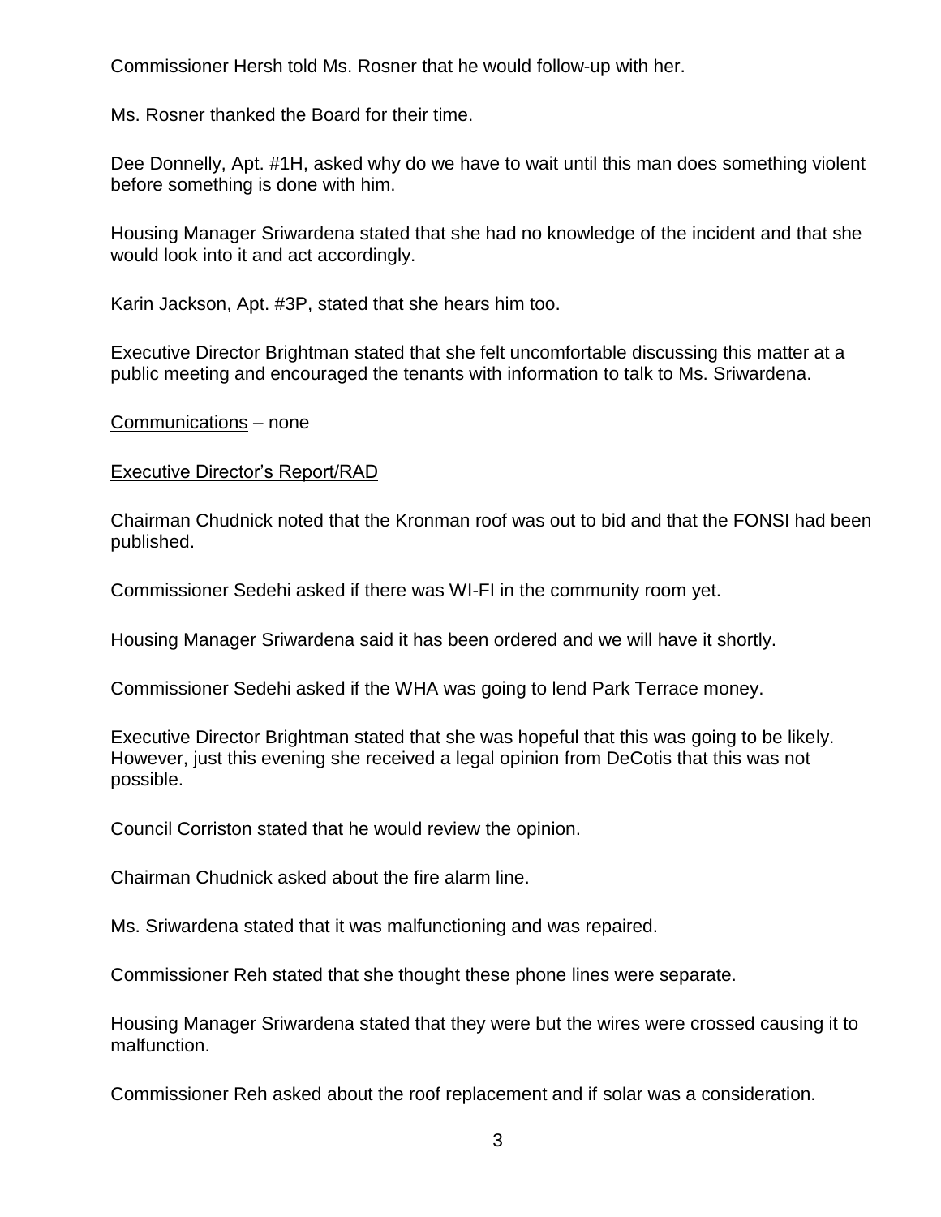Commissioner Hersh told Ms. Rosner that he would follow-up with her.

Ms. Rosner thanked the Board for their time.

Dee Donnelly, Apt. #1H, asked why do we have to wait until this man does something violent before something is done with him.

Housing Manager Sriwardena stated that she had no knowledge of the incident and that she would look into it and act accordingly.

Karin Jackson, Apt. #3P, stated that she hears him too.

Executive Director Brightman stated that she felt uncomfortable discussing this matter at a public meeting and encouraged the tenants with information to talk to Ms. Sriwardena.

<u>Communications</u> – none

<u>Executive Director's Report/RAD</u>

Chairman Chudnick noted that the Kronman roof was out to bid and that the FONSI had been published.

Commissioner Sedehi asked if there was WI-FI in the community room yet.

Housing Manager Sriwardena said it has been ordered and we will have it shortly.

Commissioner Sedehi asked if the WHA was going to lend Park Terrace money.

Executive Director Brightman stated that she was hopeful that this was going to be likely. However, just this evening she received a legal opinion from DeCotis that this was not possible.

Council Corriston stated that he would review the opinion.

Chairman Chudnick asked about the fire alarm line.

Ms. Sriwardena stated that it was malfunctioning and was repaired.

Commissioner Reh stated that she thought these phone lines were separate.

Housing Manager Sriwardena stated that they were but the wires were crossed causing it to malfunction.

Commissioner Reh asked about the roof replacement and if solar was a consideration.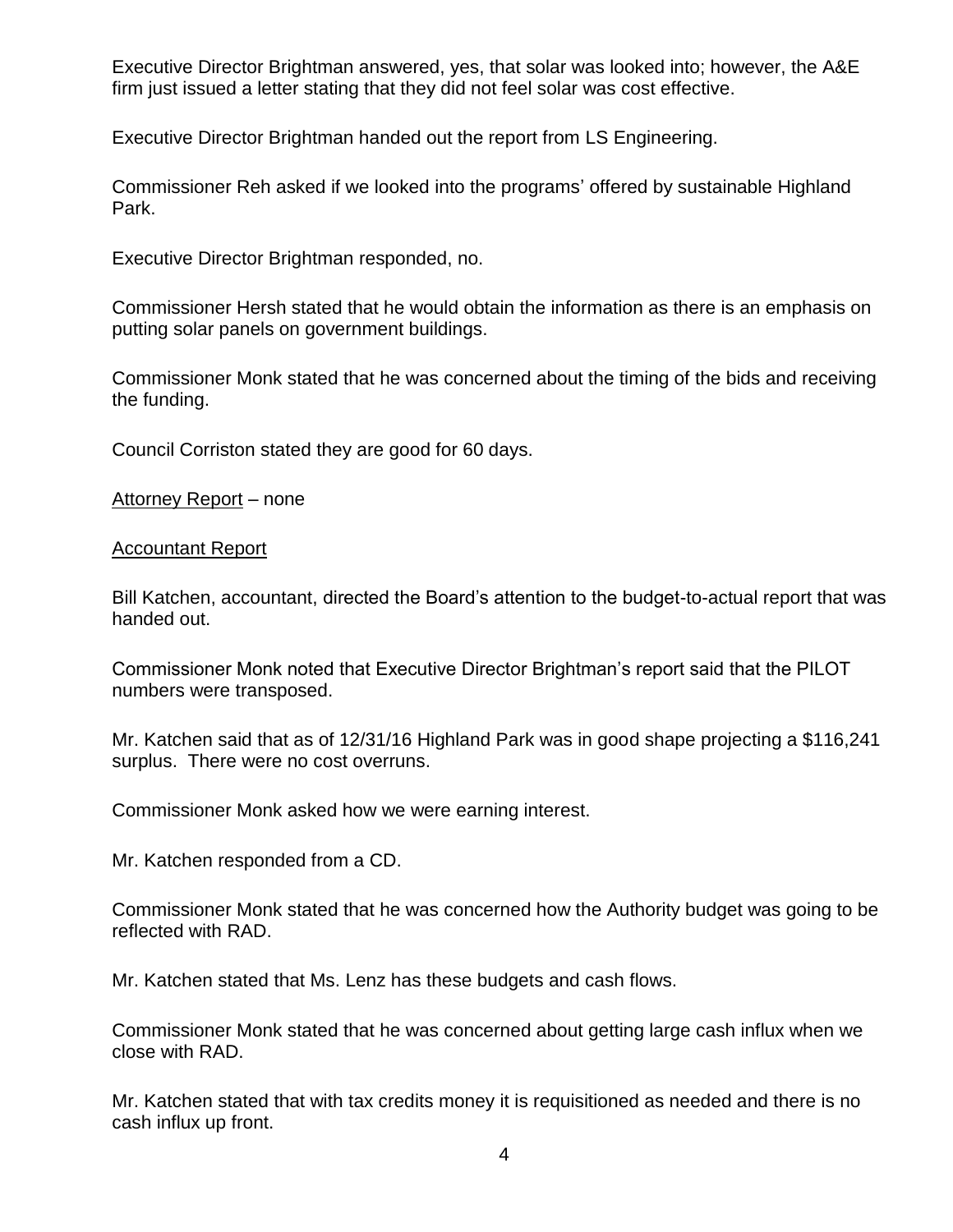Executive Director Brightman answered, yes, that solar was looked into; however, the A&E firm just issued a letter stating that they did not feel solar was cost effective.

Executive Director Brightman handed out the report from LS Engineering.

Commissioner Reh asked if we looked into the programs' offered by sustainable Highland Park.

Executive Director Brightman responded, no.

Commissioner Hersh stated that he would obtain the information as there is an emphasis on putting solar panels on government buildings.

Commissioner Monk stated that he was concerned about the timing of the bids and receiving the funding.

Council Corriston stated they are good for 60 days.

<u>Attorney Report</u> – none

<u>Accountant Report</u>

Bill Katchen, accountant, directed the Board's attention to the budget-to-actual report that was handed out.

Commissioner Monk noted that Executive Director Brightman's report said that the PILOT numbers were transposed.

Mr. Katchen said that as of 12/31/16 Highland Park was in good shape projecting a $116,241 surplus. There were no cost overruns.

Commissioner Monk asked how we were earning interest.

Mr. Katchen responded from a CD.

Commissioner Monk stated that he was concerned how the Authority budget was going to be reflected with RAD.

Mr. Katchen stated that Ms. Lenz has these budgets and cash flows.

Commissioner Monk stated that he was concerned about getting large cash influx when we close with RAD.

Mr. Katchen stated that with tax credits money it is requisitioned as needed and there is no cash influx up front.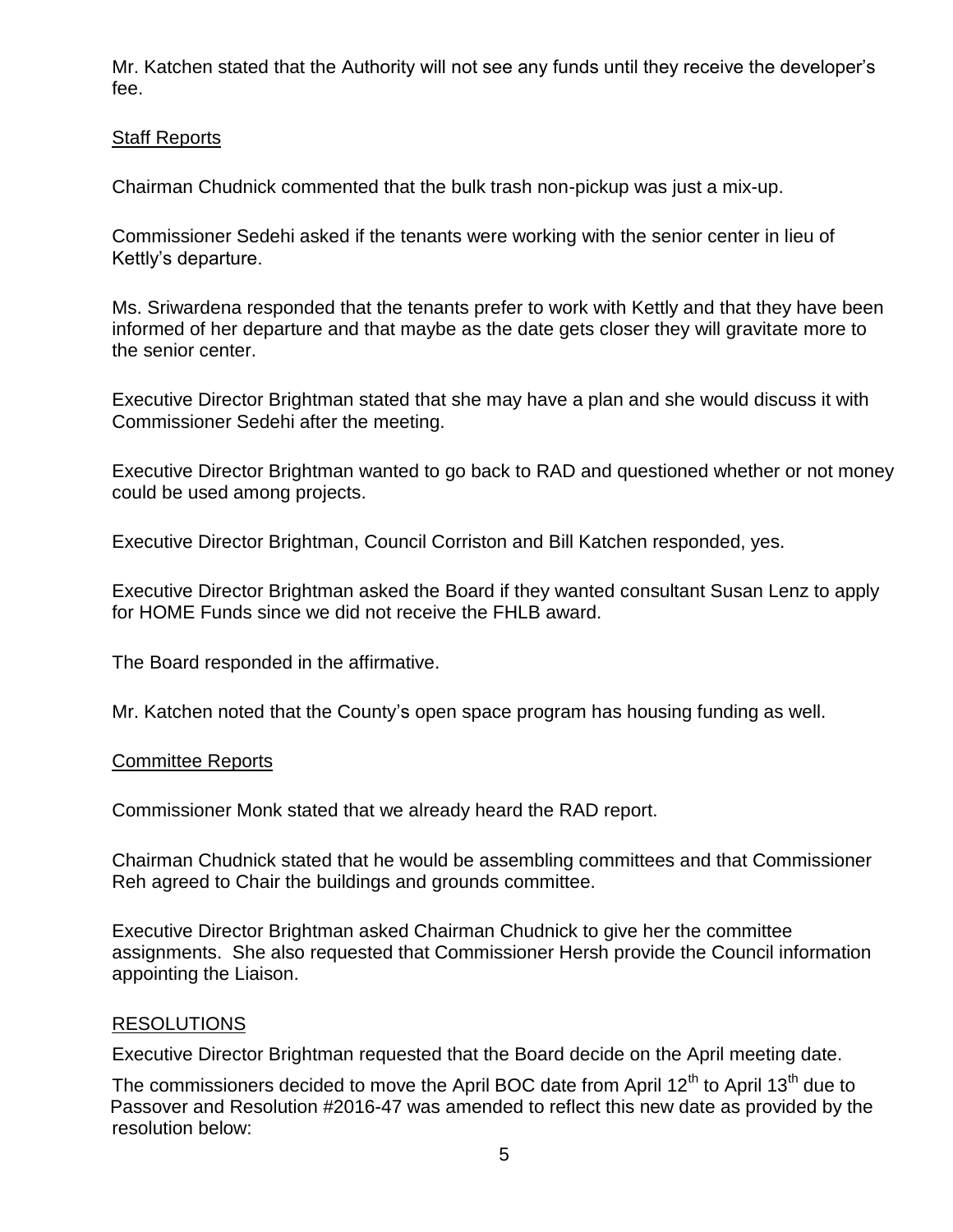Mr. Katchen stated that the Authority will not see any funds until they receive the developer's fee.

Staff Reports

Chairman Chudnick commented that the bulk trash non-pickup was just a mix-up.

Commissioner Sedehi asked if the tenants were working with the senior center in lieu of Kettly's departure.

Ms. Sriwardena responded that the tenants prefer to work with Kettly and that they have been informed of her departure and that maybe as the date gets closer they will gravitate more to the senior center.

Executive Director Brightman stated that she may have a plan and she would discuss it with Commissioner Sedehi after the meeting.

Executive Director Brightman wanted to go back to RAD and questioned whether or not money could be used among projects.

Executive Director Brightman, Council Corriston and Bill Katchen responded, yes.

Executive Director Brightman asked the Board if they wanted consultant Susan Lenz to apply for HOME Funds since we did not receive the FHLB award.

The Board responded in the affirmative.

Mr. Katchen noted that the County's open space program has housing funding as well.

Committee Reports

Commissioner Monk stated that we already heard the RAD report.

Chairman Chudnick stated that he would be assembling committees and that Commissioner Reh agreed to Chair the buildings and grounds committee.

Executive Director Brightman asked Chairman Chudnick to give her the committee assignments. She also requested that Commissioner Hersh provide the Council information appointing the Liaison.

RESOLUTIONS

Executive Director Brightman requested that the Board decide on the April meeting date.

The commissioners decided to move the April BOC date from April 12th to April 13th due to Passover and Resolution #2016-47 was amended to reflect this new date as provided by the resolution below: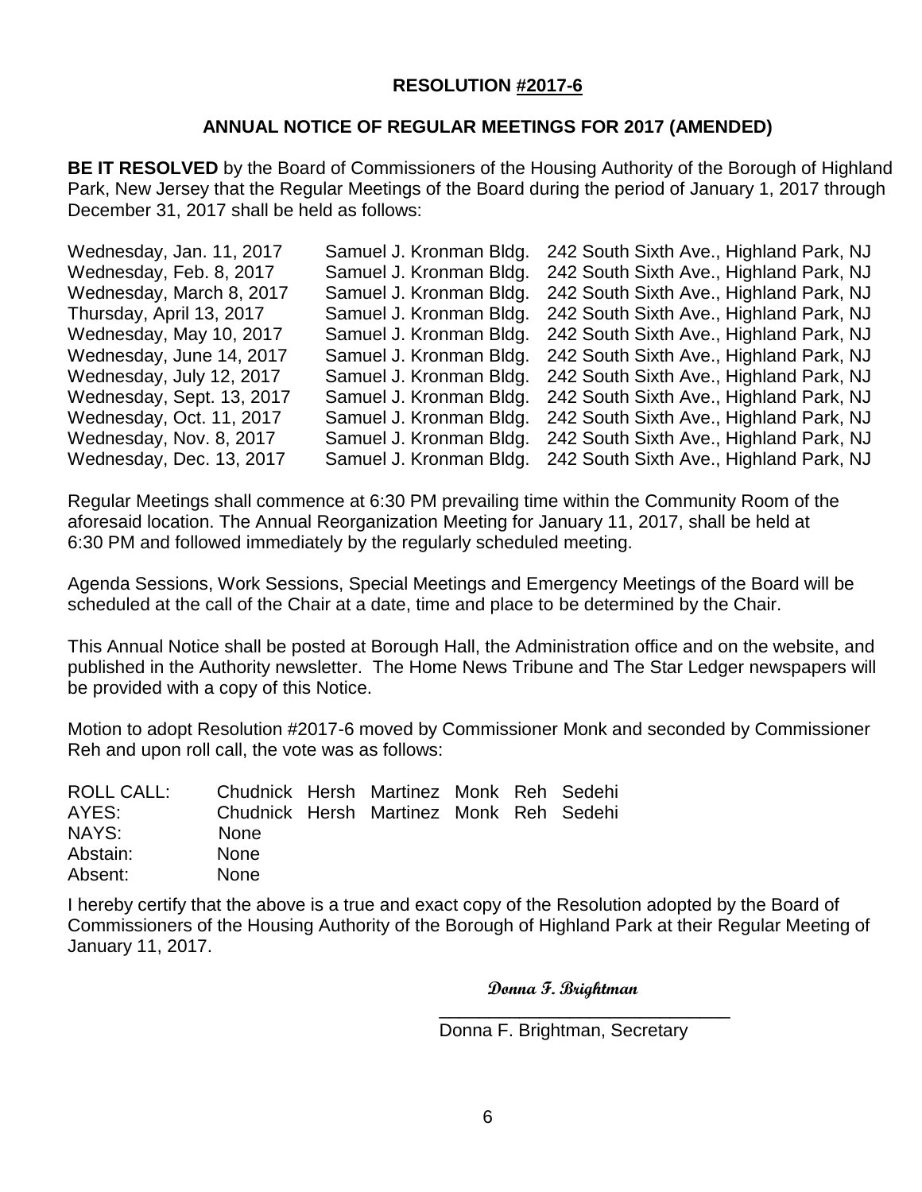**RESOLUTION #2017-6**

**ANNUAL NOTICE OF REGULAR MEETINGS FOR 2017 (AMENDED)**

**BE IT RESOLVED** by the Board of Commissioners of the Housing Authority of the Borough of Highland Park, New Jersey that the Regular Meetings of the Board during the period of January 1, 2017 through December 31, 2017 shall be held as follows:

| | | |
|---|---|---|
| Wednesday, Jan. 11, 2017 | Samuel J. Kronman Bldg. | 242 South Sixth Ave., Highland Park, NJ |
| Wednesday, Feb. 8, 2017 | Samuel J. Kronman Bldg. | 242 South Sixth Ave., Highland Park, NJ |
| Wednesday, March 8, 2017 | Samuel J. Kronman Bldg. | 242 South Sixth Ave., Highland Park, NJ |
| Thursday, April 13, 2017 | Samuel J. Kronman Bldg. | 242 South Sixth Ave., Highland Park, NJ |
| Wednesday, May 10, 2017 | Samuel J. Kronman Bldg. | 242 South Sixth Ave., Highland Park, NJ |
| Wednesday, June 14, 2017 | Samuel J. Kronman Bldg. | 242 South Sixth Ave., Highland Park, NJ |
| Wednesday, July 12, 2017 | Samuel J. Kronman Bldg. | 242 South Sixth Ave., Highland Park, NJ |
| Wednesday, Sept. 13, 2017 | Samuel J. Kronman Bldg. | 242 South Sixth Ave., Highland Park, NJ |
| Wednesday, Oct. 11, 2017 | Samuel J. Kronman Bldg. | 242 South Sixth Ave., Highland Park, NJ |
| Wednesday, Nov. 8, 2017 | Samuel J. Kronman Bldg. | 242 South Sixth Ave., Highland Park, NJ |
| Wednesday, Dec. 13, 2017 | Samuel J. Kronman Bldg. | 242 South Sixth Ave., Highland Park, NJ |

Regular Meetings shall commence at 6:30 PM prevailing time within the Community Room of the aforesaid location. The Annual Reorganization Meeting for January 11, 2017, shall be held at 6:30 PM and followed immediately by the regularly scheduled meeting.

Agenda Sessions, Work Sessions, Special Meetings and Emergency Meetings of the Board will be scheduled at the call of the Chair at a date, time and place to be determined by the Chair.

This Annual Notice shall be posted at Borough Hall, the Administration office and on the website, and published in the Authority newsletter. The Home News Tribune and The Star Ledger newspapers will be provided with a copy of this Notice.

Motion to adopt Resolution #2017-6 moved by Commissioner Monk and seconded by Commissioner Reh and upon roll call, the vote was as follows:

| | | | | | | |
|---|---|---|---|---|---|---|
| ROLL CALL: | Chudnick | Hersh | Martinez | Monk | Reh | Sedehi |
| AYES: | Chudnick | Hersh | Martinez | Monk | Reh | Sedehi |
| NAYS: | None | | | | | |
| Abstain: | None | | | | | |
| Absent: | None | | | | | |

I hereby certify that the above is a true and exact copy of the Resolution adopted by the Board of Commissioners of the Housing Authority of the Borough of Highland Park at their Regular Meeting of January 11, 2017.

*Donna F. Brightman*

\_\_\_\_\_\_\_\_\_\_\_\_\_\_\_\_\_\_\_\_\_\_\_\_\_\_\_\_\_\_

Donna F. Brightman, Secretary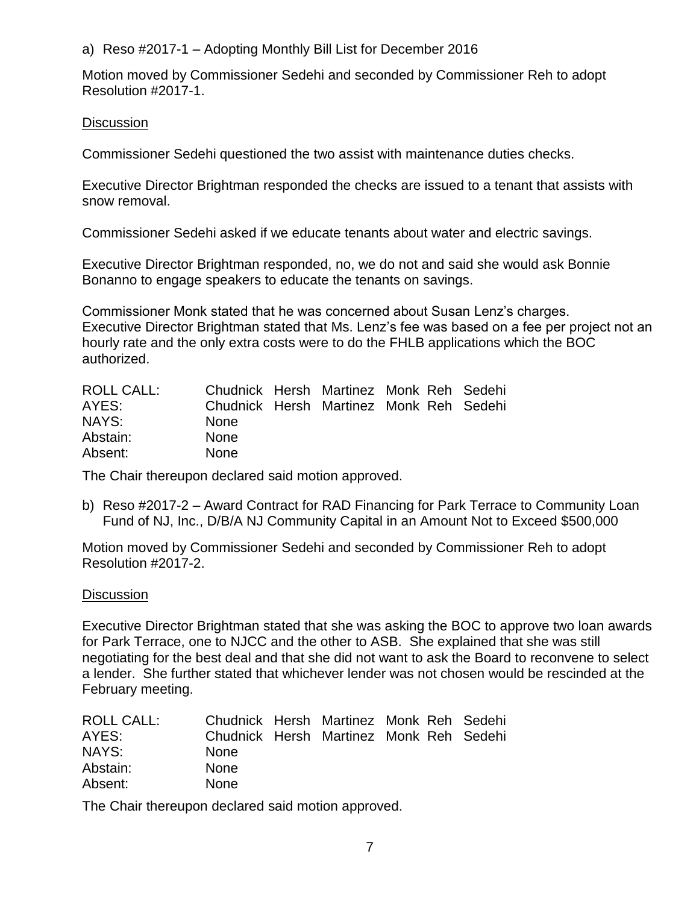a) Reso #2017-1 – Adopting Monthly Bill List for December 2016

Motion moved by Commissioner Sedehi and seconded by Commissioner Reh to adopt Resolution #2017-1.

Discussion

Commissioner Sedehi questioned the two assist with maintenance duties checks.

Executive Director Brightman responded the checks are issued to a tenant that assists with snow removal.

Commissioner Sedehi asked if we educate tenants about water and electric savings.

Executive Director Brightman responded, no, we do not and said she would ask Bonnie Bonanno to engage speakers to educate the tenants on savings.

Commissioner Monk stated that he was concerned about Susan Lenz's charges. Executive Director Brightman stated that Ms. Lenz's fee was based on a fee per project not an hourly rate and the only extra costs were to do the FHLB applications which the BOC authorized.

| | | | | | | |
|---|---|---|---|---|---|---|
| ROLL CALL: | Chudnick | Hersh | Martinez | Monk | Reh | Sedehi |
| AYES: | Chudnick | Hersh | Martinez | Monk | Reh | Sedehi |
| NAYS: | None | | | | | |
| Abstain: | None | | | | | |
| Absent: | None | | | | | |

The Chair thereupon declared said motion approved.

b) Reso #2017-2 – Award Contract for RAD Financing for Park Terrace to Community Loan Fund of NJ, Inc., D/B/A NJ Community Capital in an Amount Not to Exceed $500,000

Motion moved by Commissioner Sedehi and seconded by Commissioner Reh to adopt Resolution #2017-2.

Discussion

Executive Director Brightman stated that she was asking the BOC to approve two loan awards for Park Terrace, one to NJCC and the other to ASB. She explained that she was still negotiating for the best deal and that she did not want to ask the Board to reconvene to select a lender. She further stated that whichever lender was not chosen would be rescinded at the February meeting.

| | | | | | | |
|---|---|---|---|---|---|---|
| ROLL CALL: | Chudnick | Hersh | Martinez | Monk | Reh | Sedehi |
| AYES: | Chudnick | Hersh | Martinez | Monk | Reh | Sedehi |
| NAYS: | None | | | | | |
| Abstain: | None | | | | | |
| Absent: | None | | | | | |

The Chair thereupon declared said motion approved.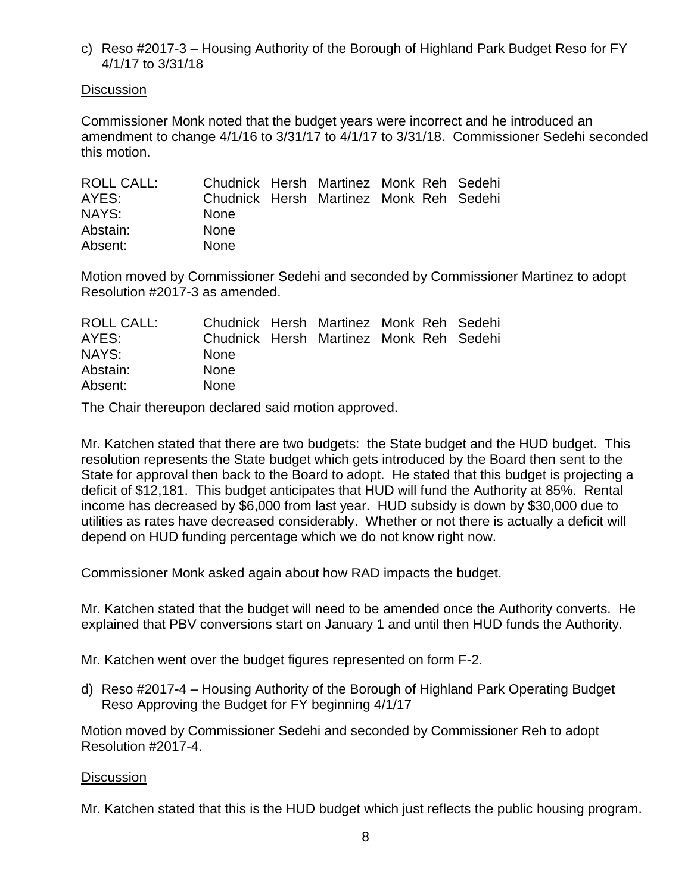c) Reso #2017-3 – Housing Authority of the Borough of Highland Park Budget Reso for FY 4/1/17 to 3/31/18

Discussion

Commissioner Monk noted that the budget years were incorrect and he introduced an amendment to change 4/1/16 to 3/31/17 to 4/1/17 to 3/31/18. Commissioner Sedehi seconded this motion.

| | | | | | | |
|---|---|---|---|---|---|---|
| ROLL CALL: | Chudnick | Hersh | Martinez | Monk | Reh | Sedehi |
| AYES: | Chudnick | Hersh | Martinez | Monk | Reh | Sedehi |
| NAYS: | None | | | | | |
| Abstain: | None | | | | | |
| Absent: | None | | | | | |

Motion moved by Commissioner Sedehi and seconded by Commissioner Martinez to adopt Resolution #2017-3 as amended.

| | | | | | | |
|---|---|---|---|---|---|---|
| ROLL CALL: | Chudnick | Hersh | Martinez | Monk | Reh | Sedehi |
| AYES: | Chudnick | Hersh | Martinez | Monk | Reh | Sedehi |
| NAYS: | None | | | | | |
| Abstain: | None | | | | | |
| Absent: | None | | | | | |

The Chair thereupon declared said motion approved.

Mr. Katchen stated that there are two budgets: the State budget and the HUD budget. This resolution represents the State budget which gets introduced by the Board then sent to the State for approval then back to the Board to adopt. He stated that this budget is projecting a deficit of $12,181. This budget anticipates that HUD will fund the Authority at 85%. Rental income has decreased by $6,000 from last year. HUD subsidy is down by $30,000 due to utilities as rates have decreased considerably. Whether or not there is actually a deficit will depend on HUD funding percentage which we do not know right now.

Commissioner Monk asked again about how RAD impacts the budget.

Mr. Katchen stated that the budget will need to be amended once the Authority converts. He explained that PBV conversions start on January 1 and until then HUD funds the Authority.

Mr. Katchen went over the budget figures represented on form F-2.

d) Reso #2017-4 – Housing Authority of the Borough of Highland Park Operating Budget Reso Approving the Budget for FY beginning 4/1/17

Motion moved by Commissioner Sedehi and seconded by Commissioner Reh to adopt Resolution #2017-4.

Discussion

Mr. Katchen stated that this is the HUD budget which just reflects the public housing program.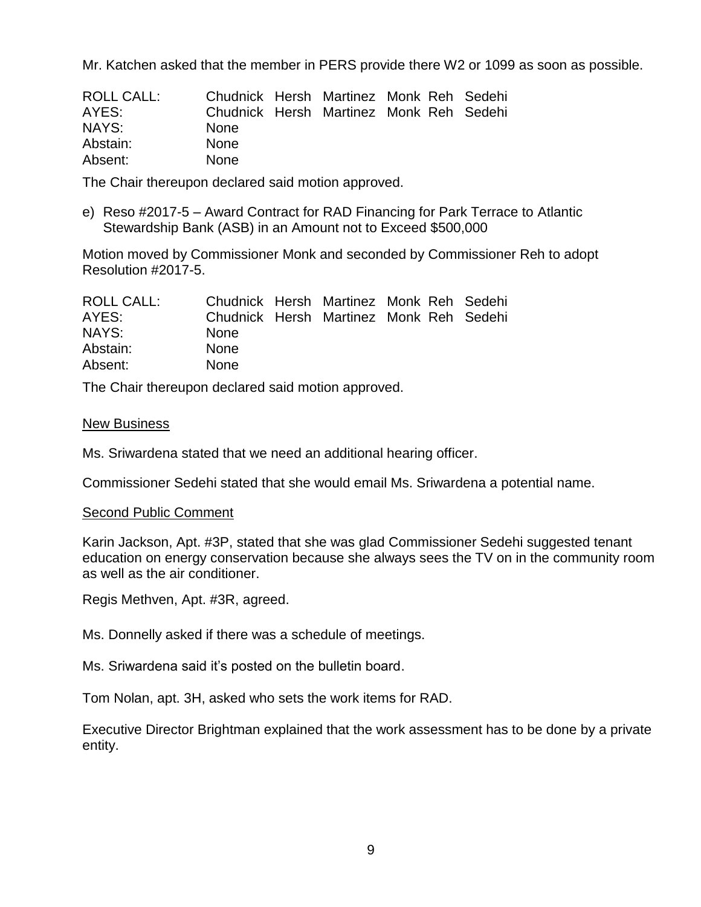Mr. Katchen asked that the member in PERS provide there W2 or 1099 as soon as possible.

| ROLL CALL: | Chudnick | Hersh | Martinez | Monk | Reh | Sedehi |
|---|---|---|---|---|---|---|
| AYES: | Chudnick | Hersh | Martinez | Monk | Reh | Sedehi |
| NAYS: | None | | | | | |
| Abstain: | None | | | | | |
| Absent: | None | | | | | |

The Chair thereupon declared said motion approved.

e) Reso #2017-5 – Award Contract for RAD Financing for Park Terrace to Atlantic Stewardship Bank (ASB) in an Amount not to Exceed $500,000

Motion moved by Commissioner Monk and seconded by Commissioner Reh to adopt Resolution #2017-5.

| ROLL CALL: | Chudnick | Hersh | Martinez | Monk | Reh | Sedehi |
|---|---|---|---|---|---|---|
| AYES: | Chudnick | Hersh | Martinez | Monk | Reh | Sedehi |
| NAYS: | None | | | | | |
| Abstain: | None | | | | | |
| Absent: | None | | | | | |

The Chair thereupon declared said motion approved.

New Business

Ms. Sriwardena stated that we need an additional hearing officer.

Commissioner Sedehi stated that she would email Ms. Sriwardena a potential name.

Second Public Comment

Karin Jackson, Apt. #3P, stated that she was glad Commissioner Sedehi suggested tenant education on energy conservation because she always sees the TV on in the community room as well as the air conditioner.

Regis Methven, Apt. #3R, agreed.

Ms. Donnelly asked if there was a schedule of meetings.

Ms. Sriwardena said it's posted on the bulletin board.

Tom Nolan, apt. 3H, asked who sets the work items for RAD.

Executive Director Brightman explained that the work assessment has to be done by a private entity.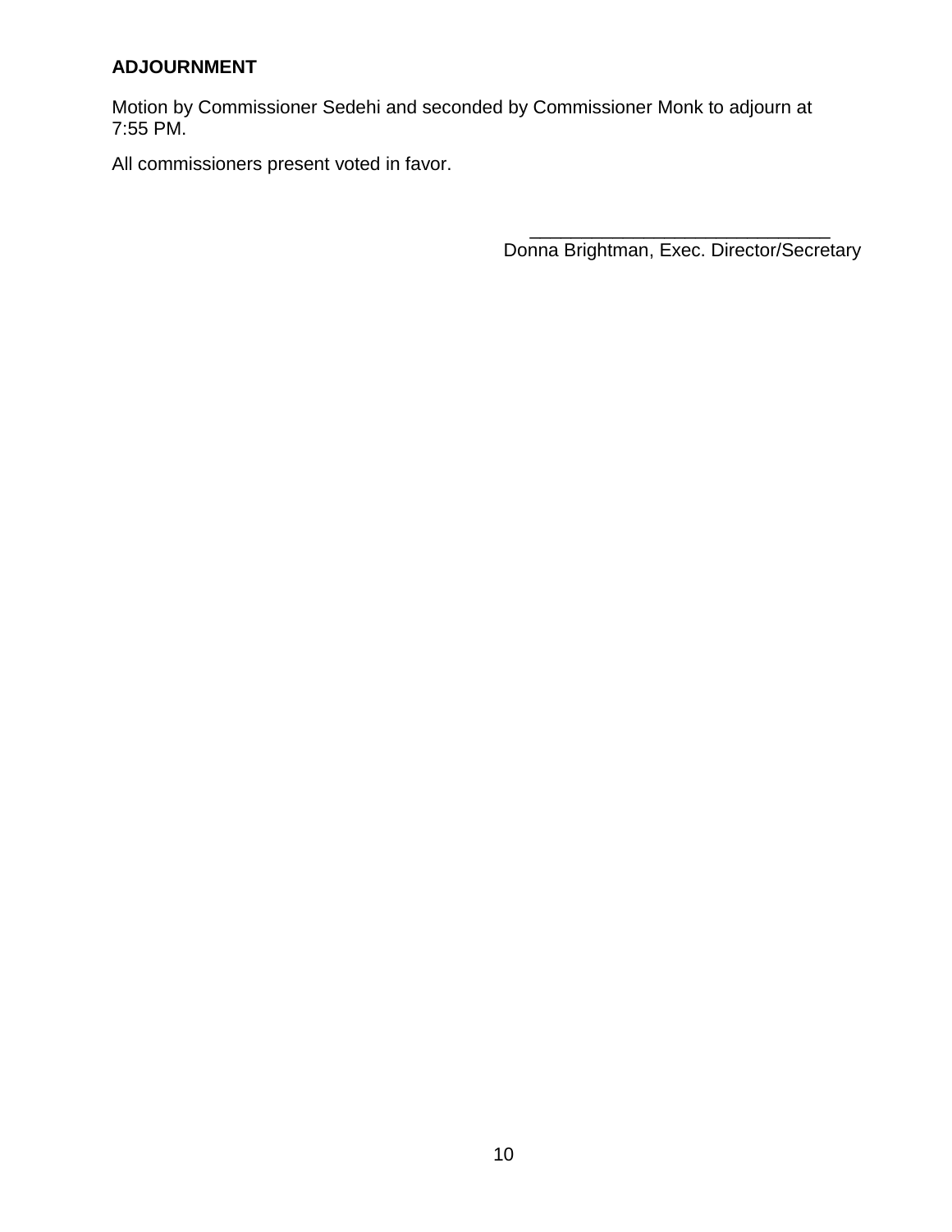**ADJOURNMENT**

Motion by Commissioner Sedehi and seconded by Commissioner Monk to adjourn at 7:55 PM.

All commissioners present voted in favor.

\_\_\_\_\_\_\_\_\_\_\_\_\_\_\_\_\_\_\_\_\_\_\_\_\_\_\_\_\_\_

Donna Brightman, Exec. Director/Secretary